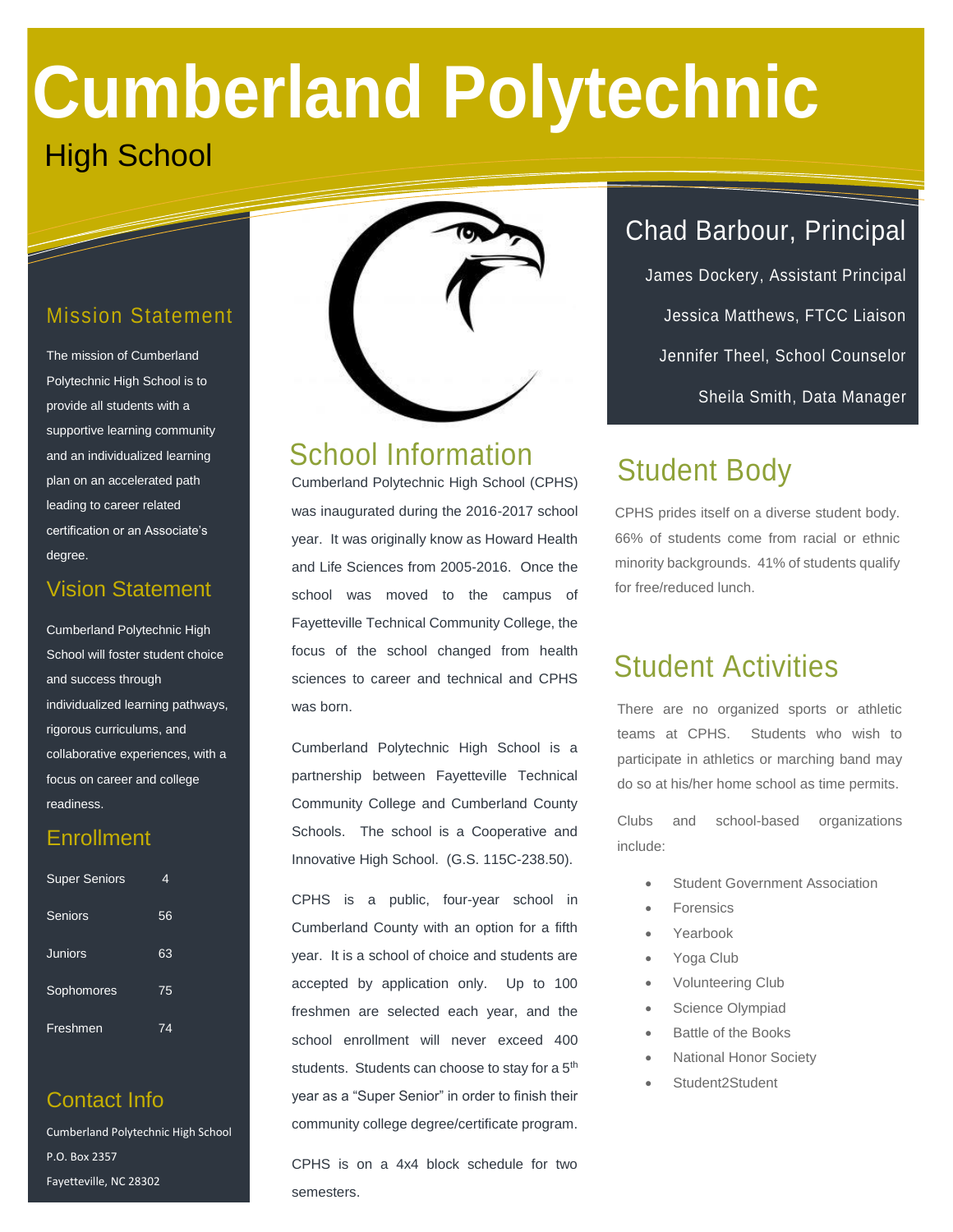# Cumberland Polytechnic

High School

## Mission Statement

The mission of Cumberland Polytechnic High School is to provide all students with a supportive learning community and an individualized learning plan on an accelerated path leading to career related certification or an Associate's degree.

## Vision Statement

Cumberland Polytechnic High School will foster student choice and success through individualized learning pathways, rigorous curriculums, and collaborative experiences, with a focus on career and college readiness.

## Enrollment

| | |
|---|---|
| Super Seniors | 4 |
| Seniors | 56 |
| Juniors | 63 |
| Sophomores | 75 |
| Freshmen | 74 |

## Contact Info

Cumberland Polytechnic High School
P.O. Box 2357
Fayetteville, NC 28302

## School Information

Cumberland Polytechnic High School (CPHS) was inaugurated during the 2016-2017 school year. It was originally know as Howard Health and Life Sciences from 2005-2016. Once the school was moved to the campus of Fayetteville Technical Community College, the focus of the school changed from health sciences to career and technical and CPHS was born.

Cumberland Polytechnic High School is a partnership between Fayetteville Technical Community College and Cumberland County Schools. The school is a Cooperative and Innovative High School. (G.S. 115C-238.50).

CPHS is a public, four-year school in Cumberland County with an option for a fifth year. It is a school of choice and students are accepted by application only. Up to 100 freshmen are selected each year, and the school enrollment will never exceed 400 students. Students can choose to stay for a 5th year as a "Super Senior" in order to finish their community college degree/certificate program.

CPHS is on a 4x4 block schedule for two semesters.

## Chad Barbour, Principal

James Dockery, Assistant Principal

Jessica Matthews, FTCC Liaison

Jennifer Theel, School Counselor

Sheila Smith, Data Manager

## Student Body

CPHS prides itself on a diverse student body. 66% of students come from racial or ethnic minority backgrounds. 41% of students qualify for free/reduced lunch.

## Student Activities

There are no organized sports or athletic teams at CPHS. Students who wish to participate in athletics or marching band may do so at his/her home school as time permits.

Clubs and school-based organizations include:

- Student Government Association
- Forensics
- Yearbook
- Yoga Club
- Volunteering Club
- Science Olympiad
- Battle of the Books
- National Honor Society
- Student2Student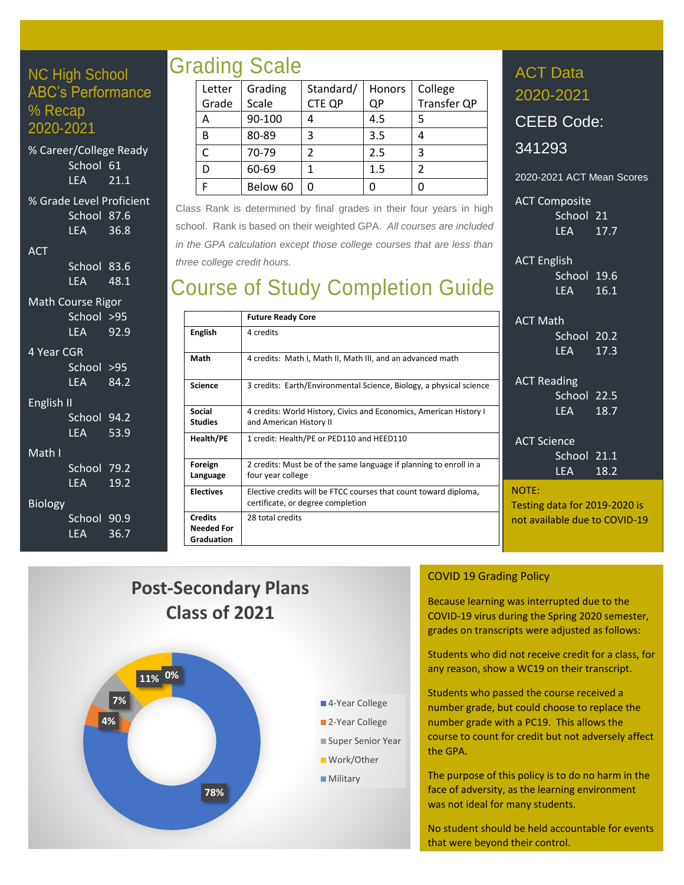## NC High School ABC's Performance % Recap 2020-2021

% Career/College Ready
School 61
LEA 21.1

% Grade Level Proficient
School 87.6
LEA 36.8

ACT
School 83.6
LEA 48.1

Math Course Rigor
School >95
LEA 92.9

4 Year CGR
School >95
LEA 84.2

English II
School 94.2
LEA 53.9

Math I
School 79.2
LEA 19.2

Biology
School 90.9
LEA 36.7

## Grading Scale

| Letter Grade | Grading Scale | Standard/ CTE QP | Honors QP | College Transfer QP |
|---|---|---|---|---|
| A | 90-100 | 4 | 4.5 | 5 |
| B | 80-89 | 3 | 3.5 | 4 |
| C | 70-79 | 2 | 2.5 | 3 |
| D | 60-69 | 1 | 1.5 | 2 |
| F | Below 60 | 0 | 0 | 0 |

Class Rank is determined by final grades in their four years in high school. Rank is based on their weighted GPA. *All courses are included in the GPA calculation except those college courses that are less than three college credit hours.*

## Course of Study Completion Guide

| | Future Ready Core |
|---|---|
| **English** | 4 credits |
| **Math** | 4 credits: Math I, Math II, Math III, and an advanced math |
| **Science** | 3 credits: Earth/Environmental Science, Biology, a physical science |
| **Social Studies** | 4 credits: World History, Civics and Economics, American History I and American History II |
| **Health/PE** | 1 credit: Health/PE or PED110 and HEED110 |
| **Foreign Language** | 2 credits: Must be of the same language if planning to enroll in a four year college |
| **Electives** | Elective credits will be FTCC courses that count toward diploma, certificate, or degree completion |
| **Credits Needed For Graduation** | 28 total credits |

## ACT Data 2020-2021

CEEB Code: 341293

2020-2021 ACT Mean Scores

ACT Composite
School 21
LEA 17.7

ACT English
School 19.6
LEA 16.1

ACT Math
School 20.2
LEA 17.3

ACT Reading
School 22.5
LEA 18.7

ACT Science
School 21.1
LEA 18.2

NOTE:
Testing data for 2019-2020 is not available due to COVID-19

## Post-Secondary Plans Class of 2021

78%
4%
7%
11%
0%

4-Year College
2-Year College
Super Senior Year
Work/Other
Military

## COVID 19 Grading Policy

Because learning was interrupted due to the COVID-19 virus during the Spring 2020 semester, grades on transcripts were adjusted as follows:

Students who did not receive credit for a class, for any reason, show a WC19 on their transcript.

Students who passed the course received a number grade, but could choose to replace the number grade with a PC19. This allows the course to count for credit but not adversely affect the GPA.

The purpose of this policy is to do no harm in the face of adversity, as the learning environment was not ideal for many students.

No student should be held accountable for events that were beyond their control.